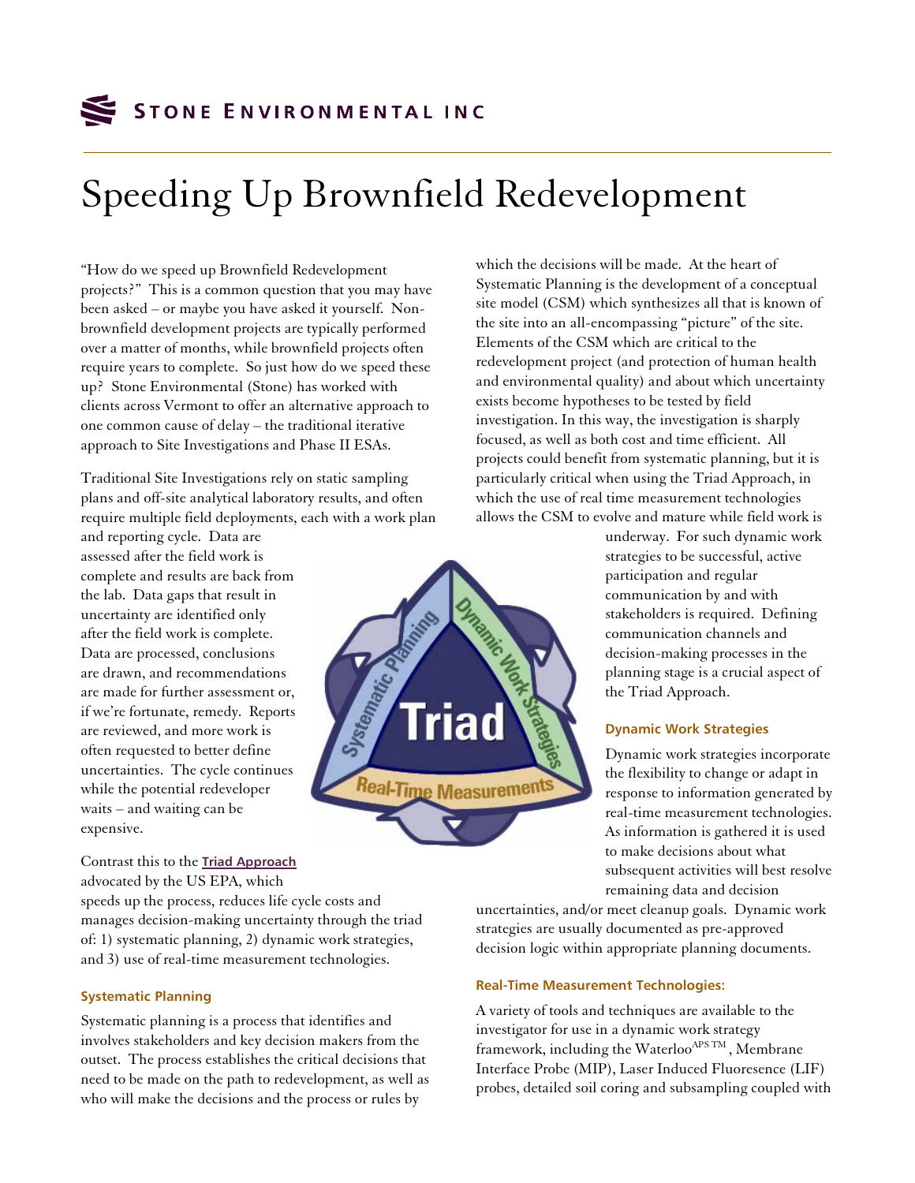# Speeding Up Brownfield Redevelopment

"How do we speed up Brownfield Redevelopment projects?" This is a common question that you may have been asked – or maybe you have asked it yourself. Non-brownfield development projects are typically performed over a matter of months, while brownfield projects often require years to complete. So just how do we speed these up? Stone Environmental (Stone) has worked with clients across Vermont to offer an alternative approach to one common cause of delay – the traditional iterative approach to Site Investigations and Phase II ESAs.

Traditional Site Investigations rely on static sampling plans and off-site analytical laboratory results, and often require multiple field deployments, each with a work plan and reporting cycle. Data are assessed after the field work is complete and results are back from the lab. Data gaps that result in uncertainty are identified only after the field work is complete. Data are processed, conclusions are drawn, and recommendations are made for further assessment or, if we're fortunate, remedy. Reports are reviewed, and more work is often requested to better define uncertainties. The cycle continues while the potential redeveloper waits – and waiting can be expensive.

Contrast this to the **Triad Approach** advocated by the US EPA, which speeds up the process, reduces life cycle costs and manages decision-making uncertainty through the triad of: 1) systematic planning, 2) dynamic work strategies, and 3) use of real-time measurement technologies.

### Systematic Planning

Systematic planning is a process that identifies and involves stakeholders and key decision makers from the outset. The process establishes the critical decisions that need to be made on the path to redevelopment, as well as who will make the decisions and the process or rules by which the decisions will be made. At the heart of Systematic Planning is the development of a conceptual site model (CSM) which synthesizes all that is known of the site into an all-encompassing "picture" of the site. Elements of the CSM which are critical to the redevelopment project (and protection of human health and environmental quality) and about which uncertainty exists become hypotheses to be tested by field investigation. In this way, the investigation is sharply focused, as well as both cost and time efficient. All projects could benefit from systematic planning, but it is particularly critical when using the Triad Approach, in which the use of real time measurement technologies allows the CSM to evolve and mature while field work is underway. For such dynamic work strategies to be successful, active participation and regular communication by and with stakeholders is required. Defining communication channels and decision-making processes in the planning stage is a crucial aspect of the Triad Approach.

### Dynamic Work Strategies

Dynamic work strategies incorporate the flexibility to change or adapt in response to information generated by real-time measurement technologies. As information is gathered it is used to make decisions about what subsequent activities will best resolve remaining data and decision uncertainties, and/or meet cleanup goals. Dynamic work strategies are usually documented as pre-approved decision logic within appropriate planning documents.

### Real-Time Measurement Technologies:

A variety of tools and techniques are available to the investigator for use in a dynamic work strategy framework, including the Waterloo[APS TM], Membrane Interface Probe (MIP), Laser Induced Fluoresence (LIF) probes, detailed soil coring and subsampling coupled with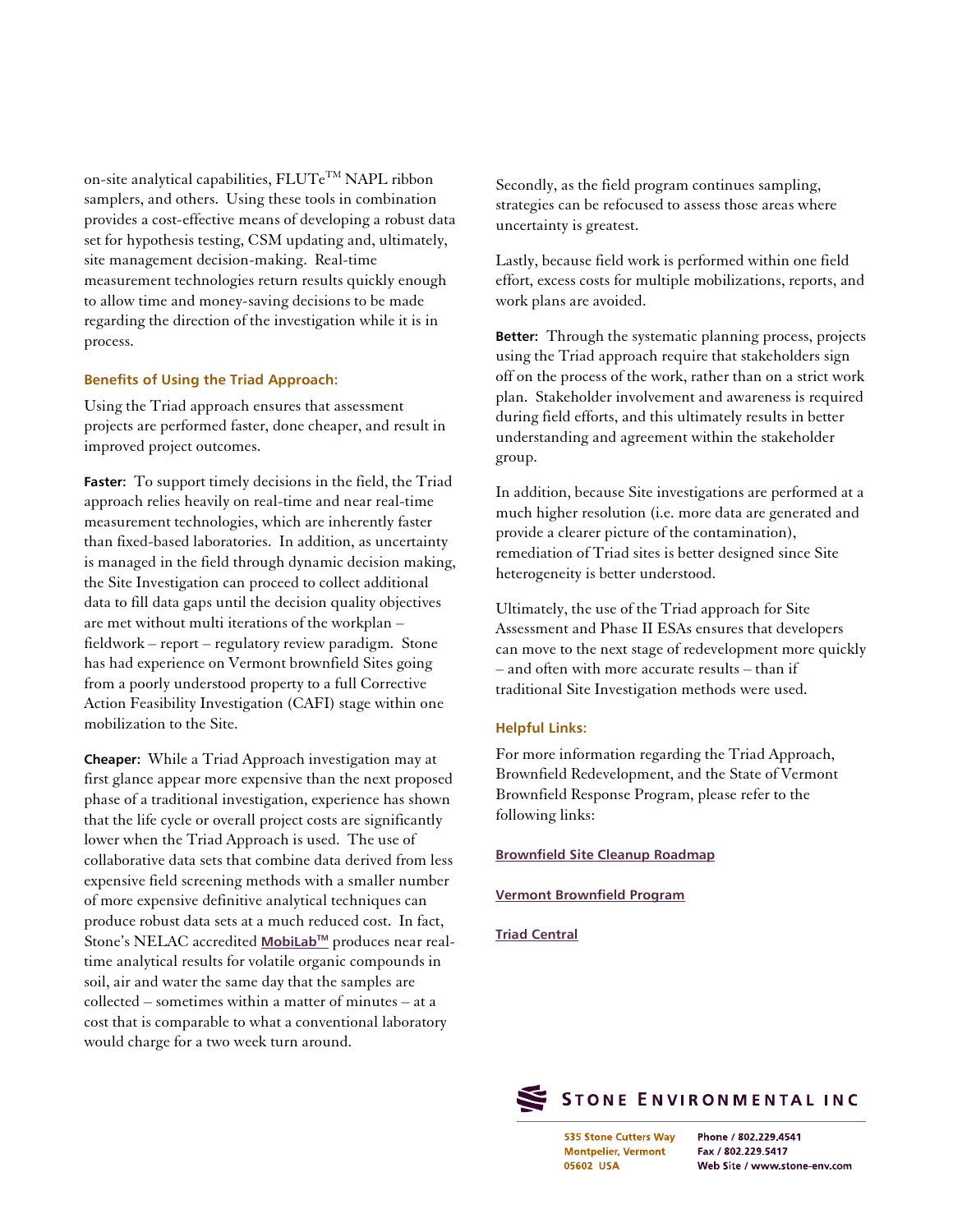on-site analytical capabilities, FLUTe™ NAPL ribbon samplers, and others. Using these tools in combination provides a cost-effective means of developing a robust data set for hypothesis testing, CSM updating and, ultimately, site management decision-making. Real-time measurement technologies return results quickly enough to allow time and money-saving decisions to be made regarding the direction of the investigation while it is in process.

### Benefits of Using the Triad Approach:

Using the Triad approach ensures that assessment projects are performed faster, done cheaper, and result in improved project outcomes.

**Faster:** To support timely decisions in the field, the Triad approach relies heavily on real-time and near real-time measurement technologies, which are inherently faster than fixed-based laboratories. In addition, as uncertainty is managed in the field through dynamic decision making, the Site Investigation can proceed to collect additional data to fill data gaps until the decision quality objectives are met without multi iterations of the workplan – fieldwork – report – regulatory review paradigm. Stone has had experience on Vermont brownfield Sites going from a poorly understood property to a full Corrective Action Feasibility Investigation (CAFI) stage within one mobilization to the Site.

**Cheaper:** While a Triad Approach investigation may at first glance appear more expensive than the next proposed phase of a traditional investigation, experience has shown that the life cycle or overall project costs are significantly lower when the Triad Approach is used. The use of collaborative data sets that combine data derived from less expensive field screening methods with a smaller number of more expensive definitive analytical techniques can produce robust data sets at a much reduced cost. In fact, Stone's NELAC accredited **MobiLab™** produces near real-time analytical results for volatile organic compounds in soil, air and water the same day that the samples are collected – sometimes within a matter of minutes – at a cost that is comparable to what a conventional laboratory would charge for a two week turn around.

Secondly, as the field program continues sampling, strategies can be refocused to assess those areas where uncertainty is greatest.

Lastly, because field work is performed within one field effort, excess costs for multiple mobilizations, reports, and work plans are avoided.

**Better:** Through the systematic planning process, projects using the Triad approach require that stakeholders sign off on the process of the work, rather than on a strict work plan. Stakeholder involvement and awareness is required during field efforts, and this ultimately results in better understanding and agreement within the stakeholder group.

In addition, because Site investigations are performed at a much higher resolution (i.e. more data are generated and provide a clearer picture of the contamination), remediation of Triad sites is better designed since Site heterogeneity is better understood.

Ultimately, the use of the Triad approach for Site Assessment and Phase II ESAs ensures that developers can move to the next stage of redevelopment more quickly – and often with more accurate results – than if traditional Site Investigation methods were used.

### Helpful Links:

For more information regarding the Triad Approach, Brownfield Redevelopment, and the State of Vermont Brownfield Response Program, please refer to the following links:

**Brownfield Site Cleanup Roadmap**

**Vermont Brownfield Program**

**Triad Central**

STONE ENVIRONMENTAL INC

535 Stone Cutters Way
Montpelier, Vermont
05602 USA

Phone / 802.229.4541
Fax / 802.229.5417
Web Site / www.stone-env.com